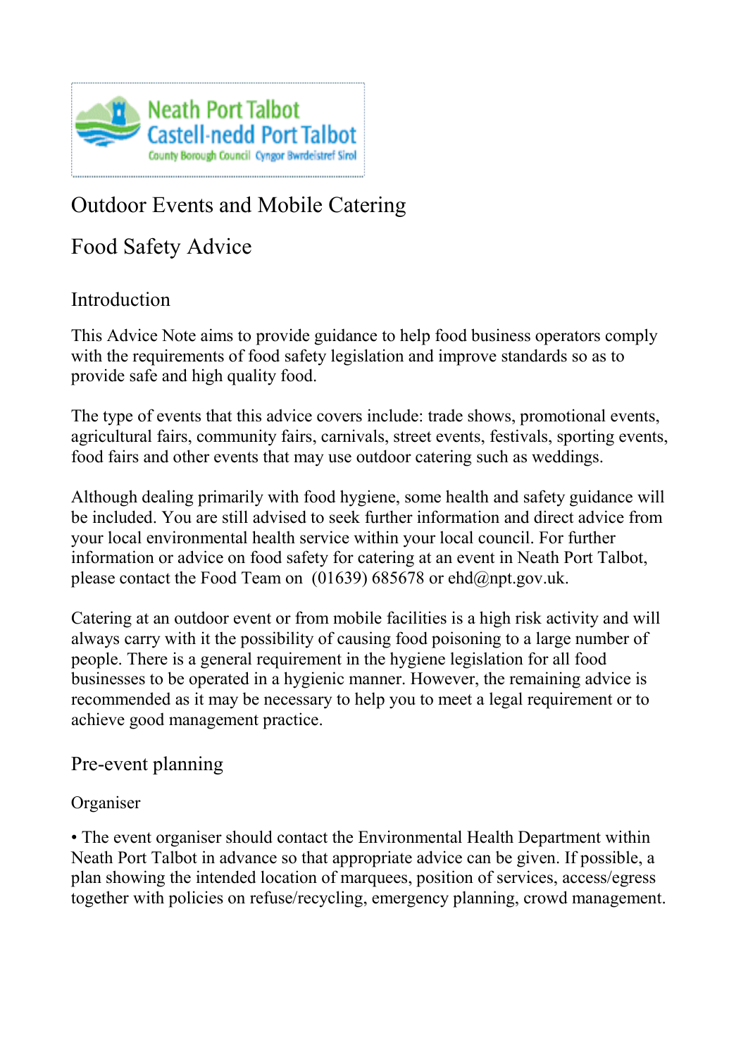Neath Port Talbot
Castell-nedd Port Talbot
County Borough Council Cyngor Bwrdeistref Sirol

# Outdoor Events and Mobile Catering

# Food Safety Advice

## Introduction

This Advice Note aims to provide guidance to help food business operators comply with the requirements of food safety legislation and improve standards so as to provide safe and high quality food.

The type of events that this advice covers include: trade shows, promotional events, agricultural fairs, community fairs, carnivals, street events, festivals, sporting events, food fairs and other events that may use outdoor catering such as weddings.

Although dealing primarily with food hygiene, some health and safety guidance will be included. You are still advised to seek further information and direct advice from your local environmental health service within your local council. For further information or advice on food safety for catering at an event in Neath Port Talbot, please contact the Food Team on (01639) 685678 or ehd@npt.gov.uk.

Catering at an outdoor event or from mobile facilities is a high risk activity and will always carry with it the possibility of causing food poisoning to a large number of people. There is a general requirement in the hygiene legislation for all food businesses to be operated in a hygienic manner. However, the remaining advice is recommended as it may be necessary to help you to meet a legal requirement or to achieve good management practice.

## Pre-event planning

### Organiser

- The event organiser should contact the Environmental Health Department within Neath Port Talbot in advance so that appropriate advice can be given. If possible, a plan showing the intended location of marquees, position of services, access/egress together with policies on refuse/recycling, emergency planning, crowd management.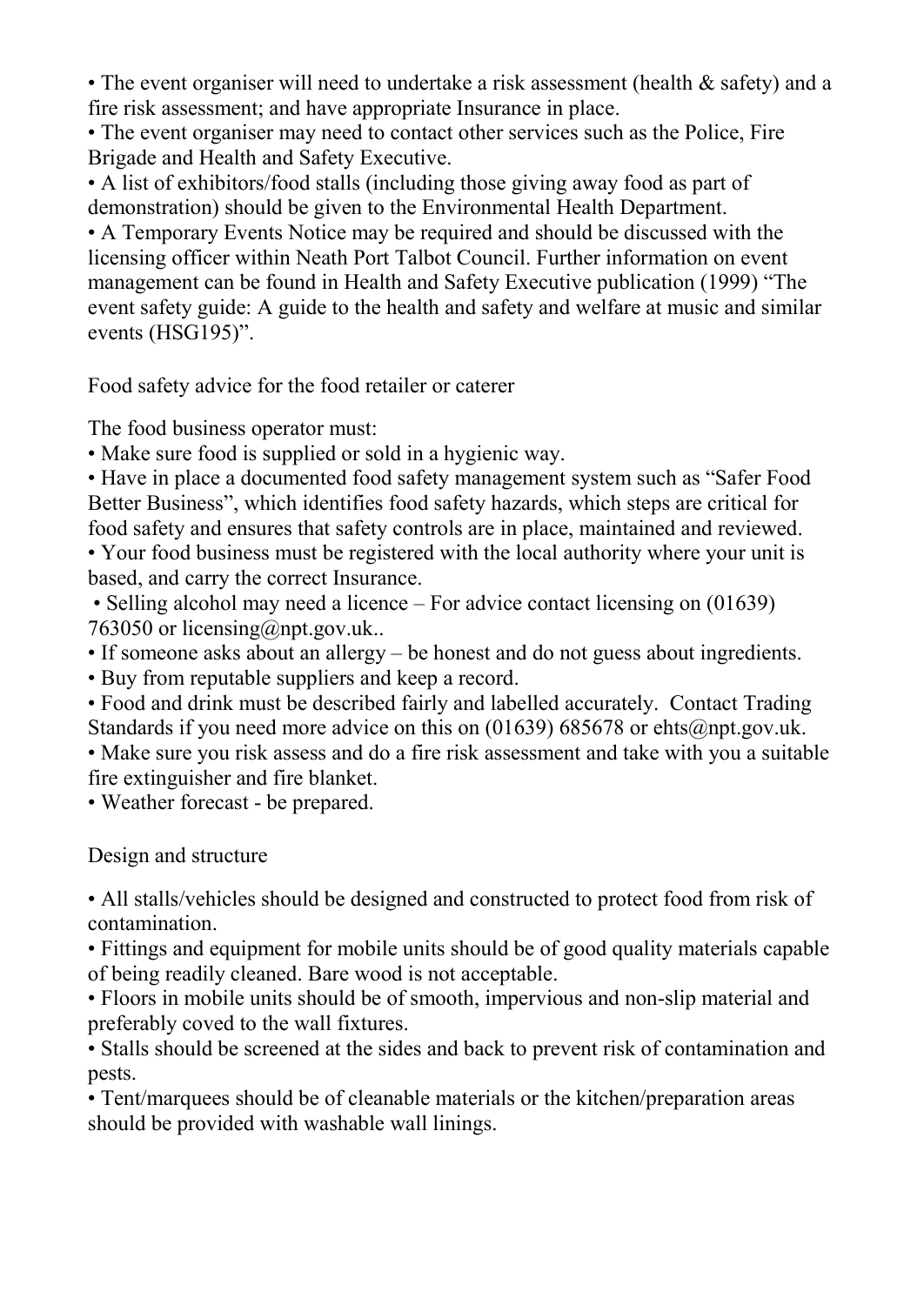- The event organiser will need to undertake a risk assessment (health & safety) and a fire risk assessment; and have appropriate Insurance in place.
- The event organiser may need to contact other services such as the Police, Fire Brigade and Health and Safety Executive.
- A list of exhibitors/food stalls (including those giving away food as part of demonstration) should be given to the Environmental Health Department.
- A Temporary Events Notice may be required and should be discussed with the licensing officer within Neath Port Talbot Council. Further information on event management can be found in Health and Safety Executive publication (1999) "The event safety guide: A guide to the health and safety and welfare at music and similar events (HSG195)".

## Food safety advice for the food retailer or caterer

The food business operator must:

- Make sure food is supplied or sold in a hygienic way.
- Have in place a documented food safety management system such as "Safer Food Better Business", which identifies food safety hazards, which steps are critical for food safety and ensures that safety controls are in place, maintained and reviewed.
- Your food business must be registered with the local authority where your unit is based, and carry the correct Insurance.
- Selling alcohol may need a licence – For advice contact licensing on (01639) 763050 or licensing@npt.gov.uk..
- If someone asks about an allergy – be honest and do not guess about ingredients.
- Buy from reputable suppliers and keep a record.
- Food and drink must be described fairly and labelled accurately. Contact Trading Standards if you need more advice on this on (01639) 685678 or ehts@npt.gov.uk.
- Make sure you risk assess and do a fire risk assessment and take with you a suitable fire extinguisher and fire blanket.
- Weather forecast - be prepared.

## Design and structure

- All stalls/vehicles should be designed and constructed to protect food from risk of contamination.
- Fittings and equipment for mobile units should be of good quality materials capable of being readily cleaned. Bare wood is not acceptable.
- Floors in mobile units should be of smooth, impervious and non-slip material and preferably coved to the wall fixtures.
- Stalls should be screened at the sides and back to prevent risk of contamination and pests.
- Tent/marquees should be of cleanable materials or the kitchen/preparation areas should be provided with washable wall linings.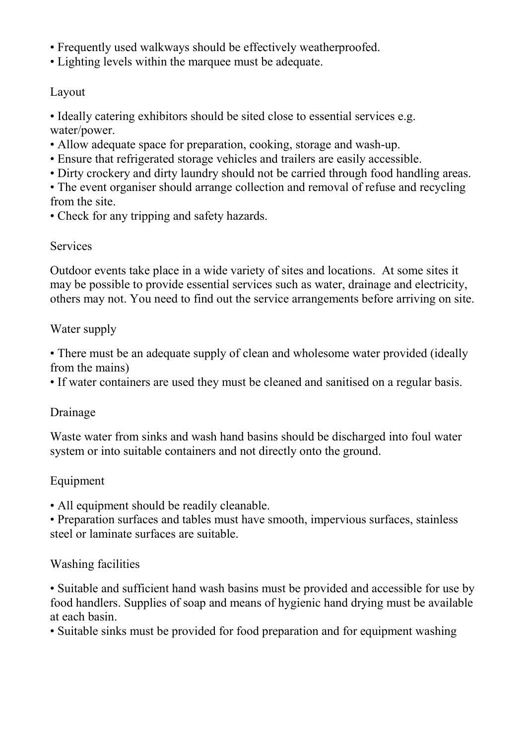- Frequently used walkways should be effectively weatherproofed.
- Lighting levels within the marquee must be adequate.

## Layout

- Ideally catering exhibitors should be sited close to essential services e.g. water/power.
- Allow adequate space for preparation, cooking, storage and wash-up.
- Ensure that refrigerated storage vehicles and trailers are easily accessible.
- Dirty crockery and dirty laundry should not be carried through food handling areas.
- The event organiser should arrange collection and removal of refuse and recycling from the site.
- Check for any tripping and safety hazards.

## Services

Outdoor events take place in a wide variety of sites and locations. At some sites it may be possible to provide essential services such as water, drainage and electricity, others may not. You need to find out the service arrangements before arriving on site.

### Water supply

- There must be an adequate supply of clean and wholesome water provided (ideally from the mains)
- If water containers are used they must be cleaned and sanitised on a regular basis.

### Drainage

Waste water from sinks and wash hand basins should be discharged into foul water system or into suitable containers and not directly onto the ground.

### Equipment

- All equipment should be readily cleanable.
- Preparation surfaces and tables must have smooth, impervious surfaces, stainless steel or laminate surfaces are suitable.

### Washing facilities

- Suitable and sufficient hand wash basins must be provided and accessible for use by food handlers. Supplies of soap and means of hygienic hand drying must be available at each basin.
- Suitable sinks must be provided for food preparation and for equipment washing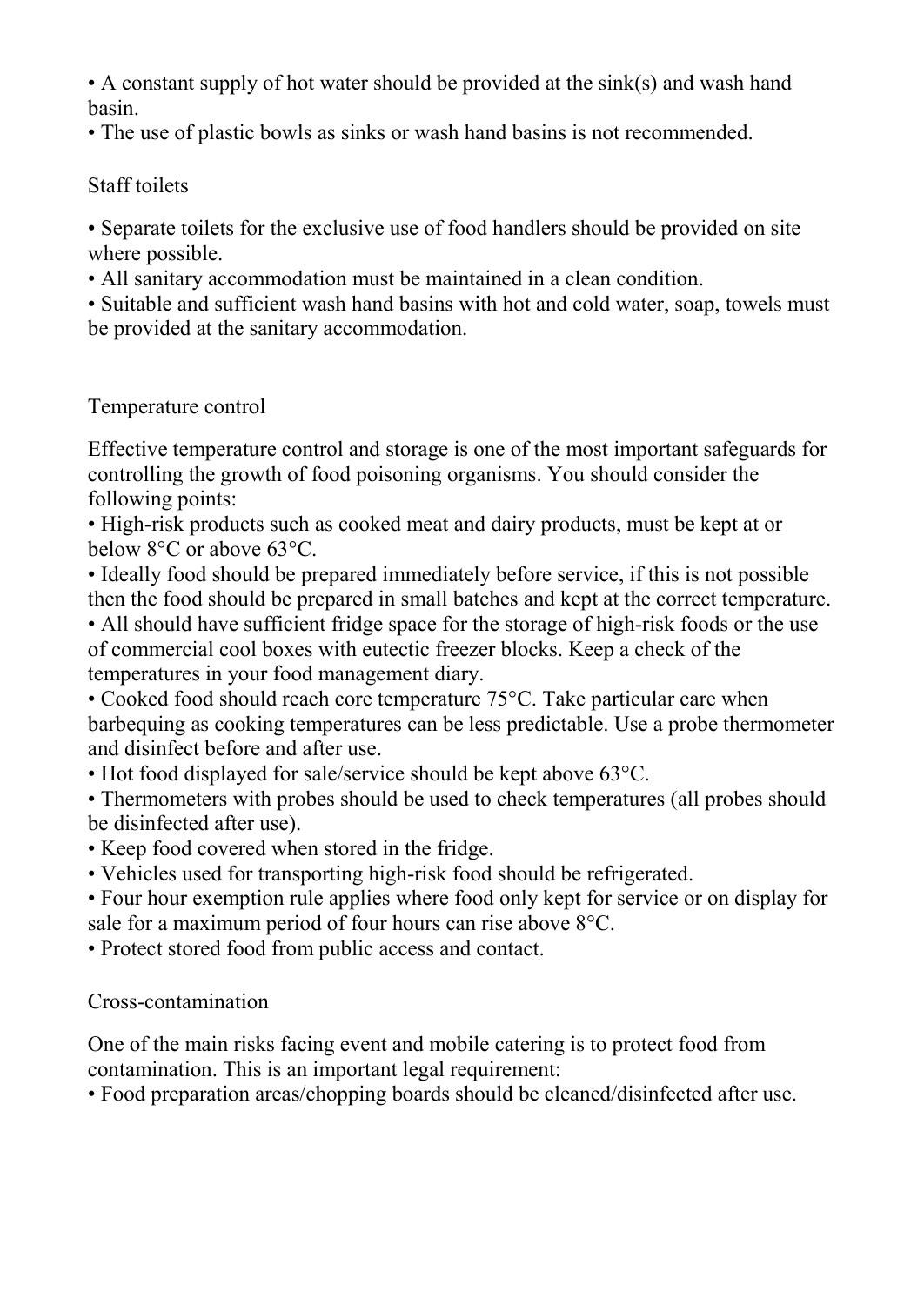- A constant supply of hot water should be provided at the sink(s) and wash hand basin.
- The use of plastic bowls as sinks or wash hand basins is not recommended.

## Staff toilets

- Separate toilets for the exclusive use of food handlers should be provided on site where possible.
- All sanitary accommodation must be maintained in a clean condition.
- Suitable and sufficient wash hand basins with hot and cold water, soap, towels must be provided at the sanitary accommodation.

## Temperature control

Effective temperature control and storage is one of the most important safeguards for controlling the growth of food poisoning organisms. You should consider the following points:

- High-risk products such as cooked meat and dairy products, must be kept at or below 8°C or above 63°C.
- Ideally food should be prepared immediately before service, if this is not possible then the food should be prepared in small batches and kept at the correct temperature.
- All should have sufficient fridge space for the storage of high-risk foods or the use of commercial cool boxes with eutectic freezer blocks. Keep a check of the temperatures in your food management diary.
- Cooked food should reach core temperature 75°C. Take particular care when barbequing as cooking temperatures can be less predictable. Use a probe thermometer and disinfect before and after use.
- Hot food displayed for sale/service should be kept above 63°C.
- Thermometers with probes should be used to check temperatures (all probes should be disinfected after use).
- Keep food covered when stored in the fridge.
- Vehicles used for transporting high-risk food should be refrigerated.
- Four hour exemption rule applies where food only kept for service or on display for sale for a maximum period of four hours can rise above 8°C.
- Protect stored food from public access and contact.

## Cross-contamination

One of the main risks facing event and mobile catering is to protect food from contamination. This is an important legal requirement:

- Food preparation areas/chopping boards should be cleaned/disinfected after use.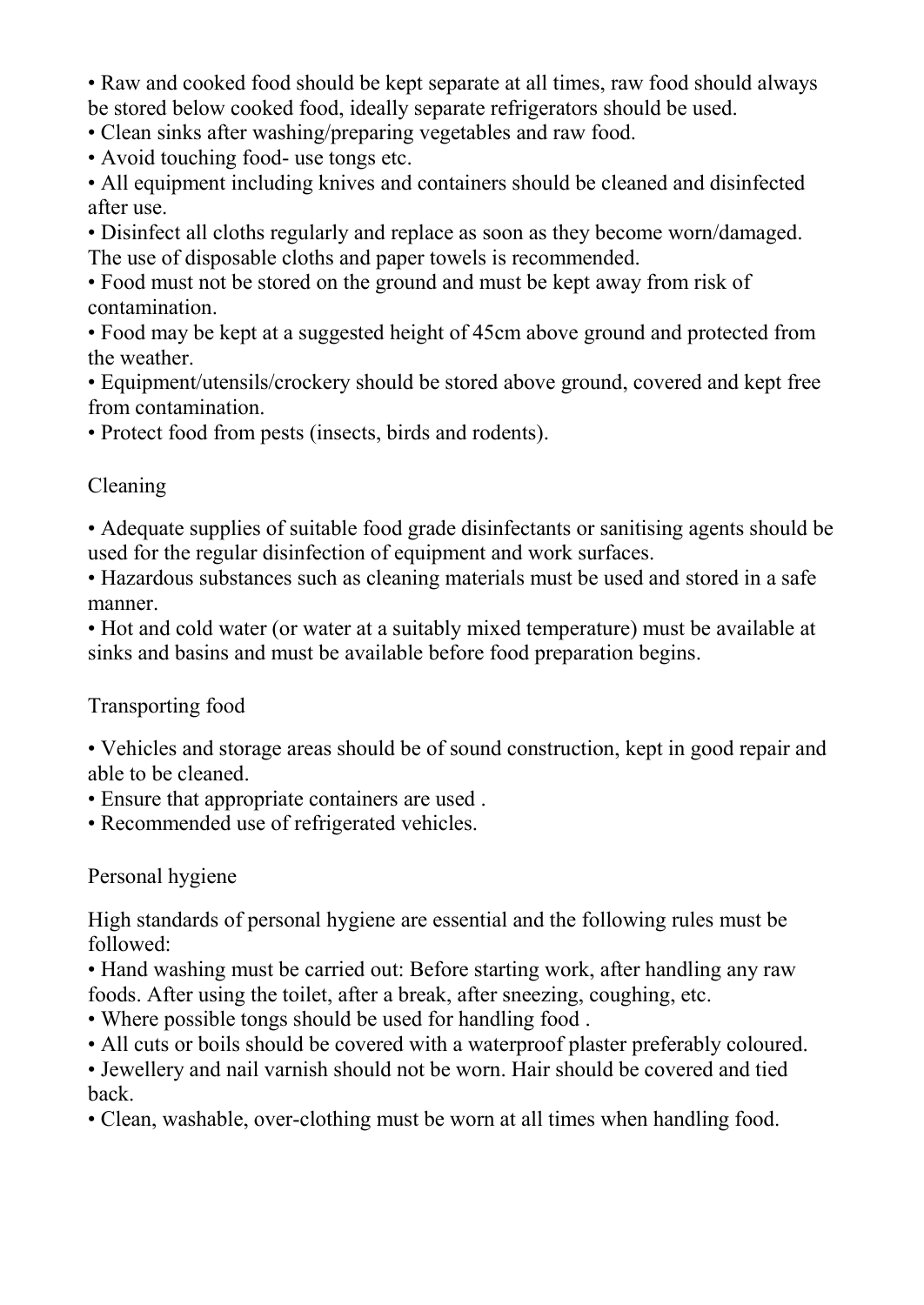- Raw and cooked food should be kept separate at all times, raw food should always be stored below cooked food, ideally separate refrigerators should be used.
- Clean sinks after washing/preparing vegetables and raw food.
- Avoid touching food- use tongs etc.
- All equipment including knives and containers should be cleaned and disinfected after use.
- Disinfect all cloths regularly and replace as soon as they become worn/damaged. The use of disposable cloths and paper towels is recommended.
- Food must not be stored on the ground and must be kept away from risk of contamination.
- Food may be kept at a suggested height of 45cm above ground and protected from the weather.
- Equipment/utensils/crockery should be stored above ground, covered and kept free from contamination.
- Protect food from pests (insects, birds and rodents).

## Cleaning

- Adequate supplies of suitable food grade disinfectants or sanitising agents should be used for the regular disinfection of equipment and work surfaces.
- Hazardous substances such as cleaning materials must be used and stored in a safe manner.
- Hot and cold water (or water at a suitably mixed temperature) must be available at sinks and basins and must be available before food preparation begins.

## Transporting food

- Vehicles and storage areas should be of sound construction, kept in good repair and able to be cleaned.
- Ensure that appropriate containers are used .
- Recommended use of refrigerated vehicles.

## Personal hygiene

High standards of personal hygiene are essential and the following rules must be followed:

- Hand washing must be carried out: Before starting work, after handling any raw foods. After using the toilet, after a break, after sneezing, coughing, etc.
- Where possible tongs should be used for handling food .
- All cuts or boils should be covered with a waterproof plaster preferably coloured.
- Jewellery and nail varnish should not be worn. Hair should be covered and tied back.
- Clean, washable, over-clothing must be worn at all times when handling food.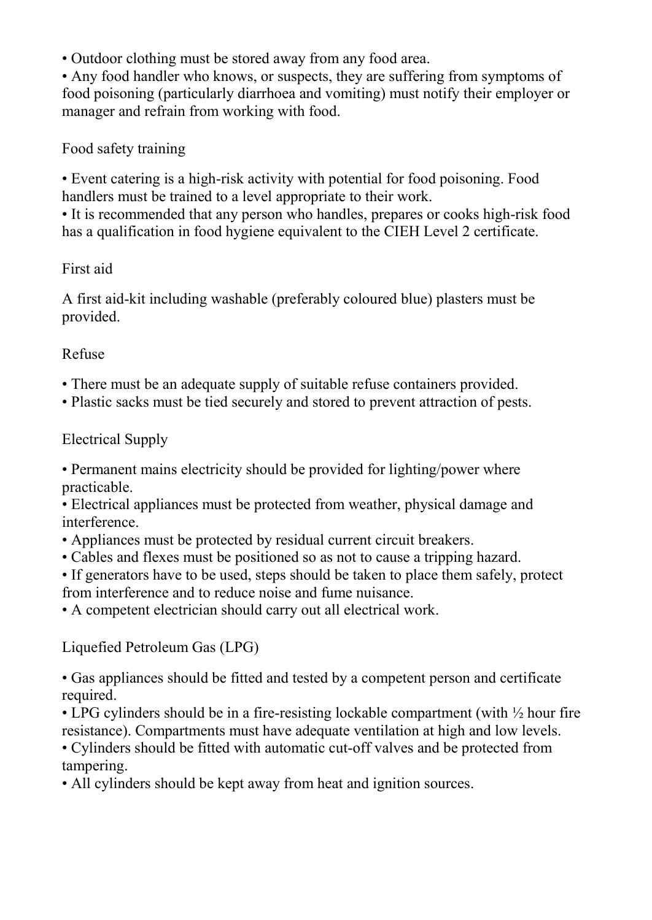- Outdoor clothing must be stored away from any food area.
- Any food handler who knows, or suspects, they are suffering from symptoms of food poisoning (particularly diarrhoea and vomiting) must notify their employer or manager and refrain from working with food.

## Food safety training

- Event catering is a high-risk activity with potential for food poisoning. Food handlers must be trained to a level appropriate to their work.
- It is recommended that any person who handles, prepares or cooks high-risk food has a qualification in food hygiene equivalent to the CIEH Level 2 certificate.

## First aid

A first aid-kit including washable (preferably coloured blue) plasters must be provided.

## Refuse

- There must be an adequate supply of suitable refuse containers provided.
- Plastic sacks must be tied securely and stored to prevent attraction of pests.

## Electrical Supply

- Permanent mains electricity should be provided for lighting/power where practicable.
- Electrical appliances must be protected from weather, physical damage and interference.
- Appliances must be protected by residual current circuit breakers.
- Cables and flexes must be positioned so as not to cause a tripping hazard.
- If generators have to be used, steps should be taken to place them safely, protect from interference and to reduce noise and fume nuisance.
- A competent electrician should carry out all electrical work.

## Liquefied Petroleum Gas (LPG)

- Gas appliances should be fitted and tested by a competent person and certificate required.
- LPG cylinders should be in a fire-resisting lockable compartment (with ½ hour fire resistance). Compartments must have adequate ventilation at high and low levels.
- Cylinders should be fitted with automatic cut-off valves and be protected from tampering.
- All cylinders should be kept away from heat and ignition sources.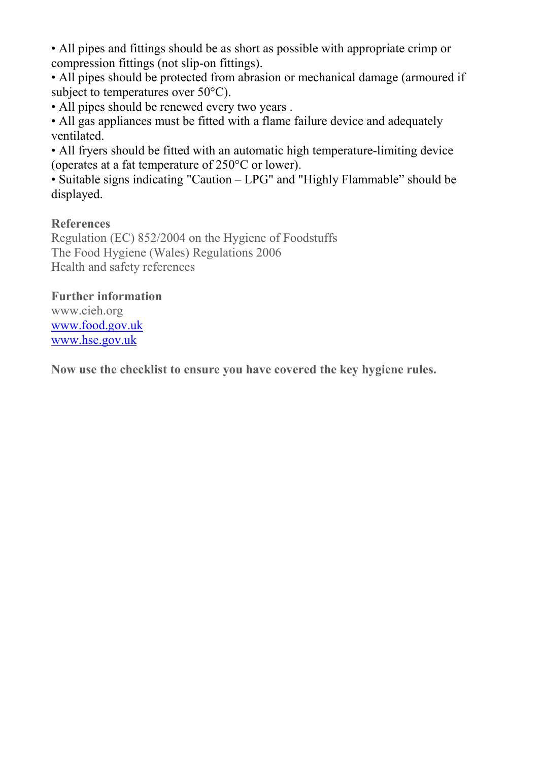- All pipes and fittings should be as short as possible with appropriate crimp or compression fittings (not slip-on fittings).
- All pipes should be protected from abrasion or mechanical damage (armoured if subject to temperatures over 50°C).
- All pipes should be renewed every two years .
- All gas appliances must be fitted with a flame failure device and adequately ventilated.
- All fryers should be fitted with an automatic high temperature-limiting device (operates at a fat temperature of 250°C or lower).
- Suitable signs indicating "Caution – LPG" and "Highly Flammable" should be displayed.

**References**

Regulation (EC) 852/2004 on the Hygiene of Foodstuffs
The Food Hygiene (Wales) Regulations 2006
Health and safety references

**Further information**

www.cieh.org
www.food.gov.uk
www.hse.gov.uk

**Now use the checklist to ensure you have covered the key hygiene rules.**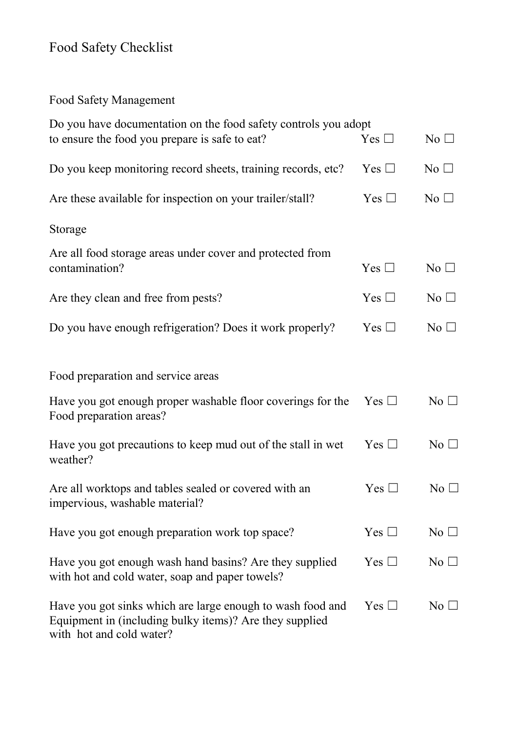# Food Safety Checklist

## Food Safety Management

Do you have documentation on the food safety controls you adopt to ensure the food you prepare is safe to eat? Yes ☐ No ☐

Do you keep monitoring record sheets, training records, etc? Yes ☐ No ☐

Are these available for inspection on your trailer/stall? Yes ☐ No ☐

## Storage

Are all food storage areas under cover and protected from contamination? Yes ☐ No ☐

Are they clean and free from pests? Yes ☐ No ☐

Do you have enough refrigeration? Does it work properly? Yes ☐ No ☐

## Food preparation and service areas

Have you got enough proper washable floor coverings for the Food preparation areas? Yes ☐ No ☐

Have you got precautions to keep mud out of the stall in wet weather? Yes ☐ No ☐

Are all worktops and tables sealed or covered with an impervious, washable material? Yes ☐ No ☐

Have you got enough preparation work top space? Yes ☐ No ☐

Have you got enough wash hand basins? Are they supplied with hot and cold water, soap and paper towels? Yes ☐ No ☐

Have you got sinks which are large enough to wash food and Equipment in (including bulky items)? Are they supplied with hot and cold water? Yes ☐ No ☐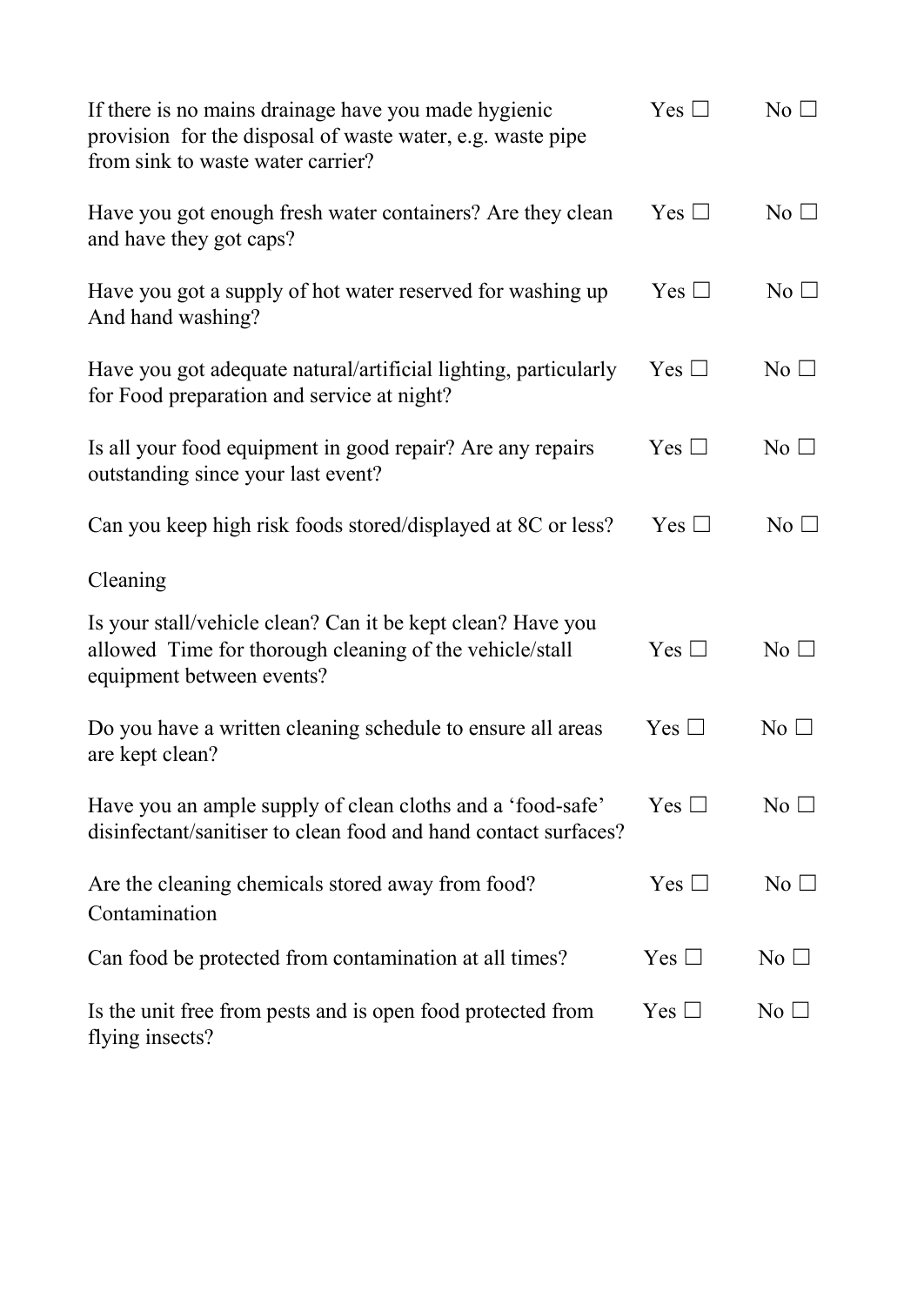| | | |
|---|---|---|
| If there is no mains drainage have you made hygienic provision for the disposal of waste water, e.g. waste pipe from sink to waste water carrier? | Yes ☐ | No ☐ |
| Have you got enough fresh water containers? Are they clean and have they got caps? | Yes ☐ | No ☐ |
| Have you got a supply of hot water reserved for washing up And hand washing? | Yes ☐ | No ☐ |
| Have you got adequate natural/artificial lighting, particularly for Food preparation and service at night? | Yes ☐ | No ☐ |
| Is all your food equipment in good repair? Are any repairs outstanding since your last event? | Yes ☐ | No ☐ |
| Can you keep high risk foods stored/displayed at 8C or less? | Yes ☐ | No ☐ |

Cleaning

| | | |
|---|---|---|
| Is your stall/vehicle clean? Can it be kept clean? Have you allowed Time for thorough cleaning of the vehicle/stall equipment between events? | Yes ☐ | No ☐ |
| Do you have a written cleaning schedule to ensure all areas are kept clean? | Yes ☐ | No ☐ |
| Have you an ample supply of clean cloths and a 'food-safe' disinfectant/sanitiser to clean food and hand contact surfaces? | Yes ☐ | No ☐ |
| Are the cleaning chemicals stored away from food? | Yes ☐ | No ☐ |

Contamination

| | | |
|---|---|---|
| Can food be protected from contamination at all times? | Yes ☐ | No ☐ |
| Is the unit free from pests and is open food protected from flying insects? | Yes ☐ | No ☐ |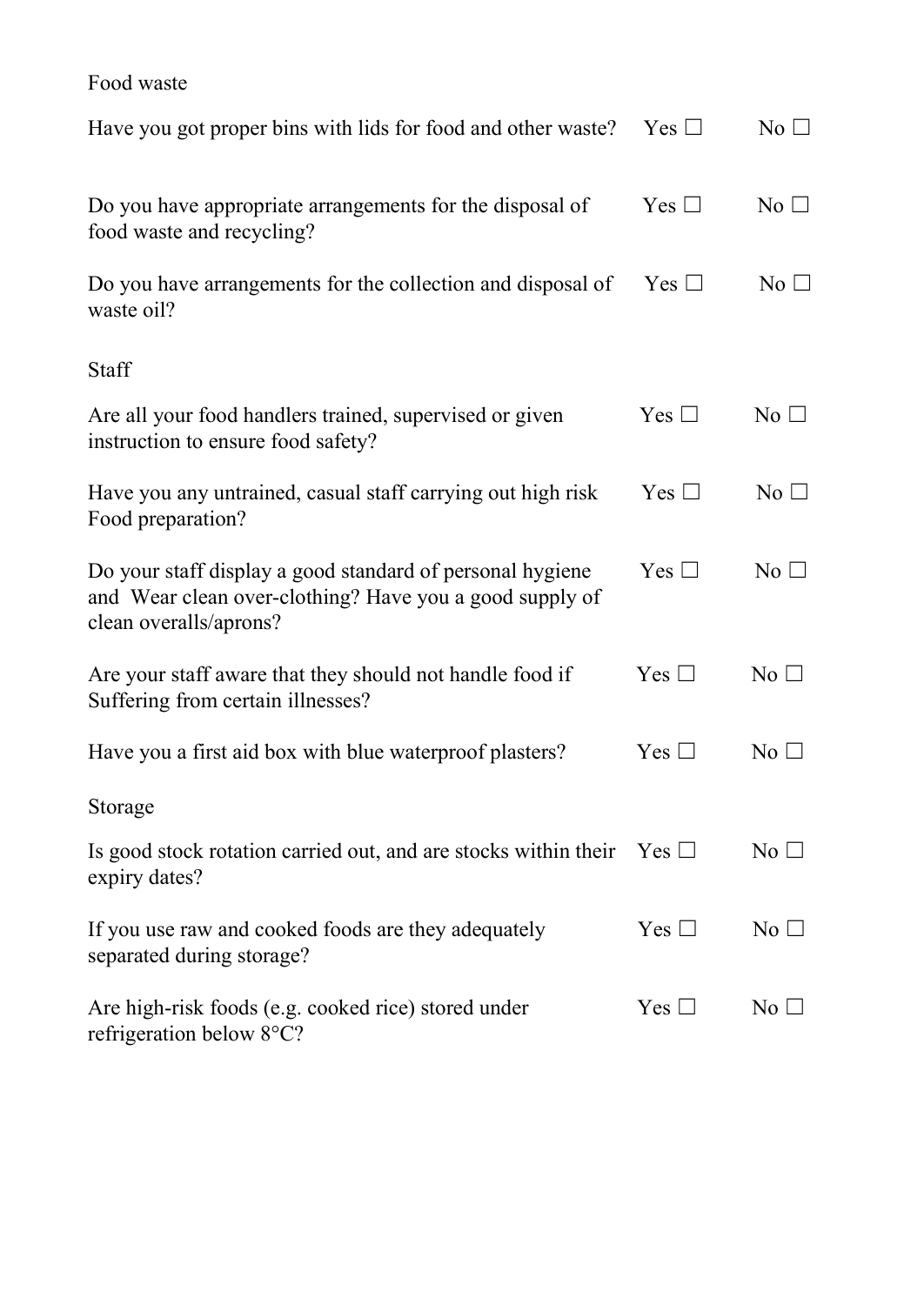Food waste

| | | |
|---|---|---|
| Have you got proper bins with lids for food and other waste? | Yes ☐ | No ☐ |
| Do you have appropriate arrangements for the disposal of food waste and recycling? | Yes ☐ | No ☐ |
| Do you have arrangements for the collection and disposal of waste oil? | Yes ☐ | No ☐ |

Staff

| | | |
|---|---|---|
| Are all your food handlers trained, supervised or given instruction to ensure food safety? | Yes ☐ | No ☐ |
| Have you any untrained, casual staff carrying out high risk Food preparation? | Yes ☐ | No ☐ |
| Do your staff display a good standard of personal hygiene and Wear clean over-clothing? Have you a good supply of clean overalls/aprons? | Yes ☐ | No ☐ |
| Are your staff aware that they should not handle food if Suffering from certain illnesses? | Yes ☐ | No ☐ |
| Have you a first aid box with blue waterproof plasters? | Yes ☐ | No ☐ |

Storage

| | | |
|---|---|---|
| Is good stock rotation carried out, and are stocks within their expiry dates? | Yes ☐ | No ☐ |
| If you use raw and cooked foods are they adequately separated during storage? | Yes ☐ | No ☐ |
| Are high-risk foods (e.g. cooked rice) stored under refrigeration below 8°C? | Yes ☐ | No ☐ |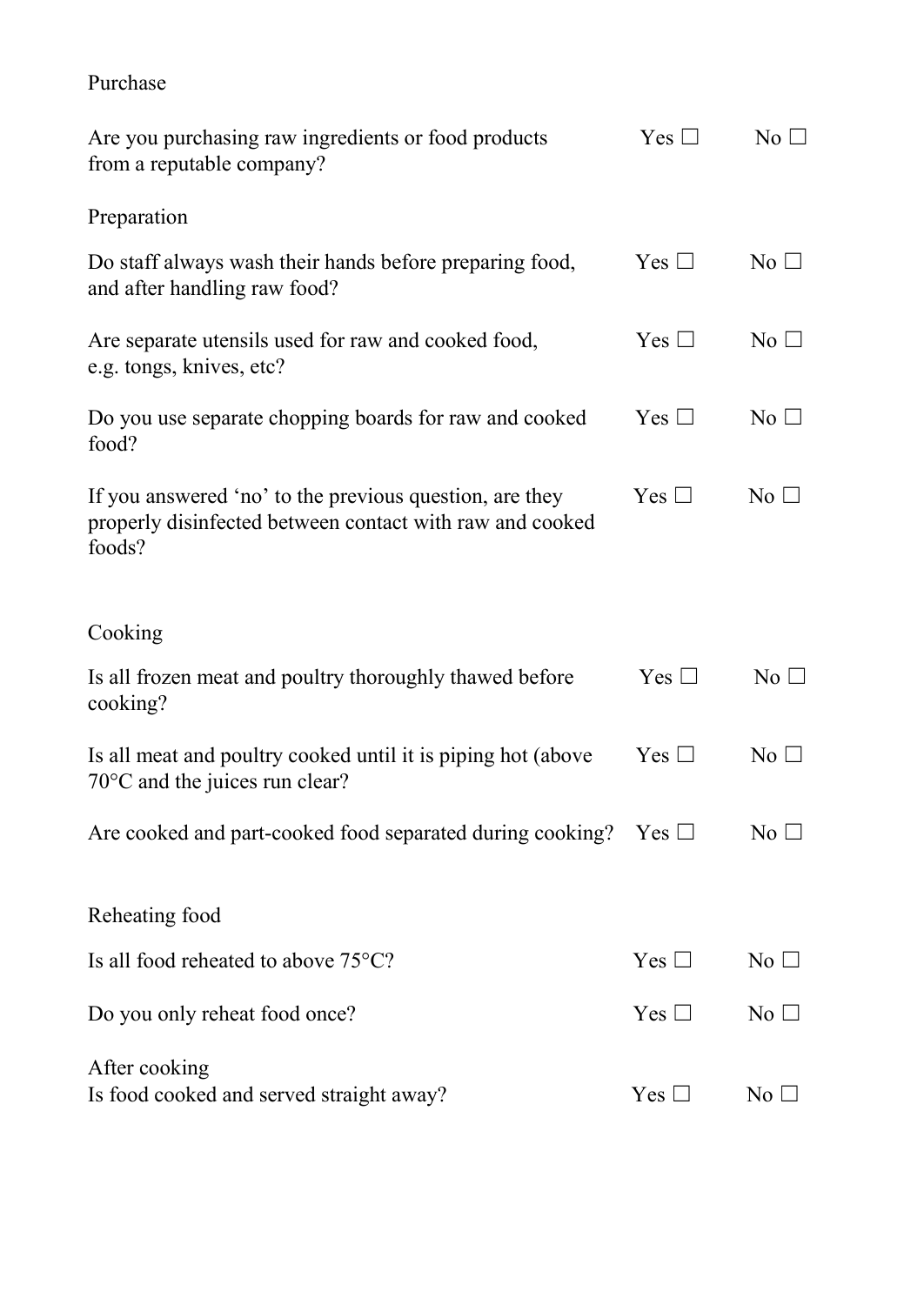Purchase

| | | |
|---|---|---|
| Are you purchasing raw ingredients or food products from a reputable company? | Yes ☐ | No ☐ |

Preparation

| | | |
|---|---|---|
| Do staff always wash their hands before preparing food, and after handling raw food? | Yes ☐ | No ☐ |
| Are separate utensils used for raw and cooked food, e.g. tongs, knives, etc? | Yes ☐ | No ☐ |
| Do you use separate chopping boards for raw and cooked food? | Yes ☐ | No ☐ |
| If you answered 'no' to the previous question, are they properly disinfected between contact with raw and cooked foods? | Yes ☐ | No ☐ |

Cooking

| | | |
|---|---|---|
| Is all frozen meat and poultry thoroughly thawed before cooking? | Yes ☐ | No ☐ |
| Is all meat and poultry cooked until it is piping hot (above 70°C and the juices run clear? | Yes ☐ | No ☐ |
| Are cooked and part-cooked food separated during cooking? | Yes ☐ | No ☐ |

Reheating food

| | | |
|---|---|---|
| Is all food reheated to above 75°C? | Yes ☐ | No ☐ |
| Do you only reheat food once? | Yes ☐ | No ☐ |

After cooking

| | | |
|---|---|---|
| Is food cooked and served straight away? | Yes ☐ | No ☐ |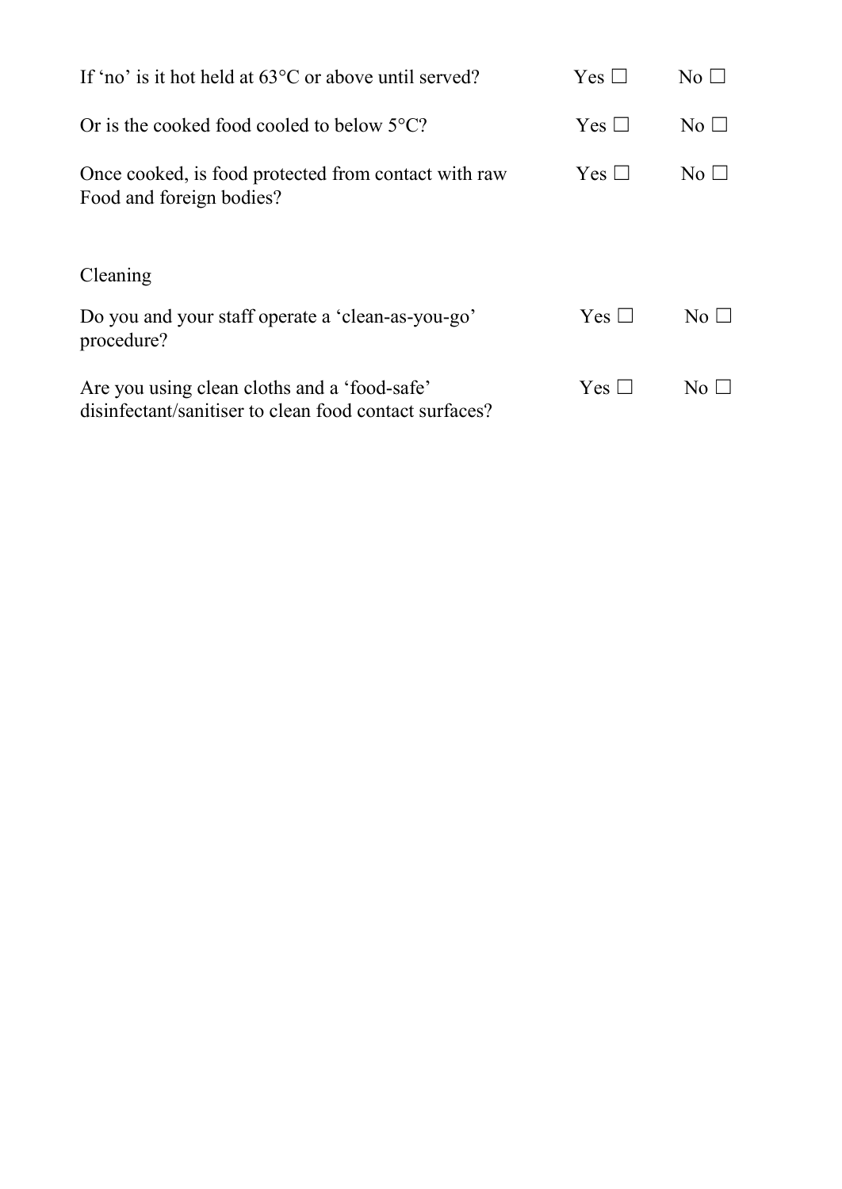| | | |
|---|---|---|
| If 'no' is it hot held at 63°C or above until served? | Yes ☐ | No ☐ |
| Or is the cooked food cooled to below 5°C? | Yes ☐ | No ☐ |
| Once cooked, is food protected from contact with raw Food and foreign bodies? | Yes ☐ | No ☐ |

Cleaning

| | | |
|---|---|---|
| Do you and your staff operate a 'clean-as-you-go' procedure? | Yes ☐ | No ☐ |
| Are you using clean cloths and a 'food-safe' disinfectant/sanitiser to clean food contact surfaces? | Yes ☐ | No ☐ |